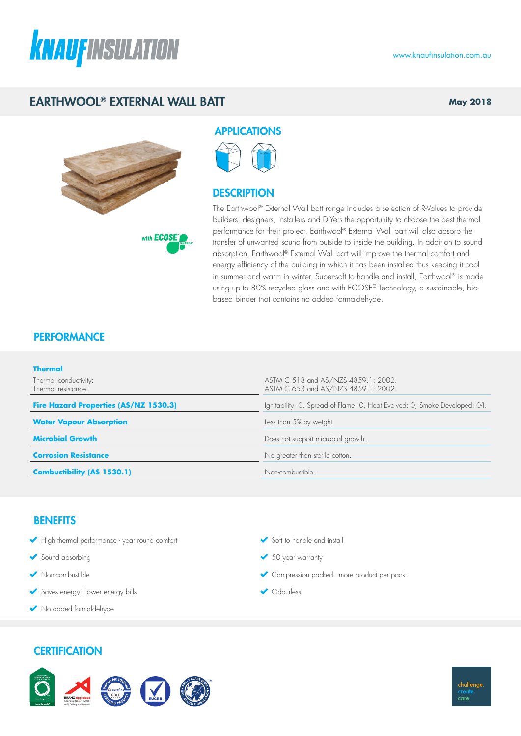# KNAUF INSULATION

www.knaufinsulation.com.au

## EARTHWOOL® EXTERNAL WALL BATT

**May 2018**

with ECOSE® TECHNOLOGY

## APPLICATIONS

## DESCRIPTION

The Earthwool® External Wall batt range includes a selection of R-Values to provide builders, designers, installers and DIYers the opportunity to choose the best thermal performance for their project. Earthwool® External Wall batt will also absorb the transfer of unwanted sound from outside to inside the building. In addition to sound absorption, Earthwool® External Wall batt will improve the thermal comfort and energy efficiency of the building in which it has been installed thus keeping it cool in summer and warm in winter. Super-soft to handle and install, Earthwool® is made using up to 80% recycled glass and with ECOSE® Technology, a sustainable, bio-based binder that contains no added formaldehyde.

## PERFORMANCE

| | |
|---|---|
| **Thermal** | |
| Thermal conductivity:<br>Thermal resistance: | ASTM C 518 and AS/NZS 4859.1: 2002.<br>ASTM C 653 and AS/NZS 4859.1: 2002. |
| **Fire Hazard Properties (AS/NZ 1530.3)** | Ignitability: 0, Spread of Flame: 0, Heat Evolved: 0, Smoke Developed: 0-1. |
| **Water Vapour Absorption** | Less than 5% by weight. |
| **Microbial Growth** | Does not support microbial growth. |
| **Corrosion Resistance** | No greater than sterile cotton. |
| **Combustibility (AS 1530.1)** | Non-combustible. |

## BENEFITS

- High thermal performance - year round comfort
- Sound absorbing
- Non-combustible
- Saves energy - lower energy bills
- No added formaldehyde
- Soft to handle and install
- 50 year warranty
- Compression packed - more product per pack
- Odourless.

## CERTIFICATION

challenge. create. care.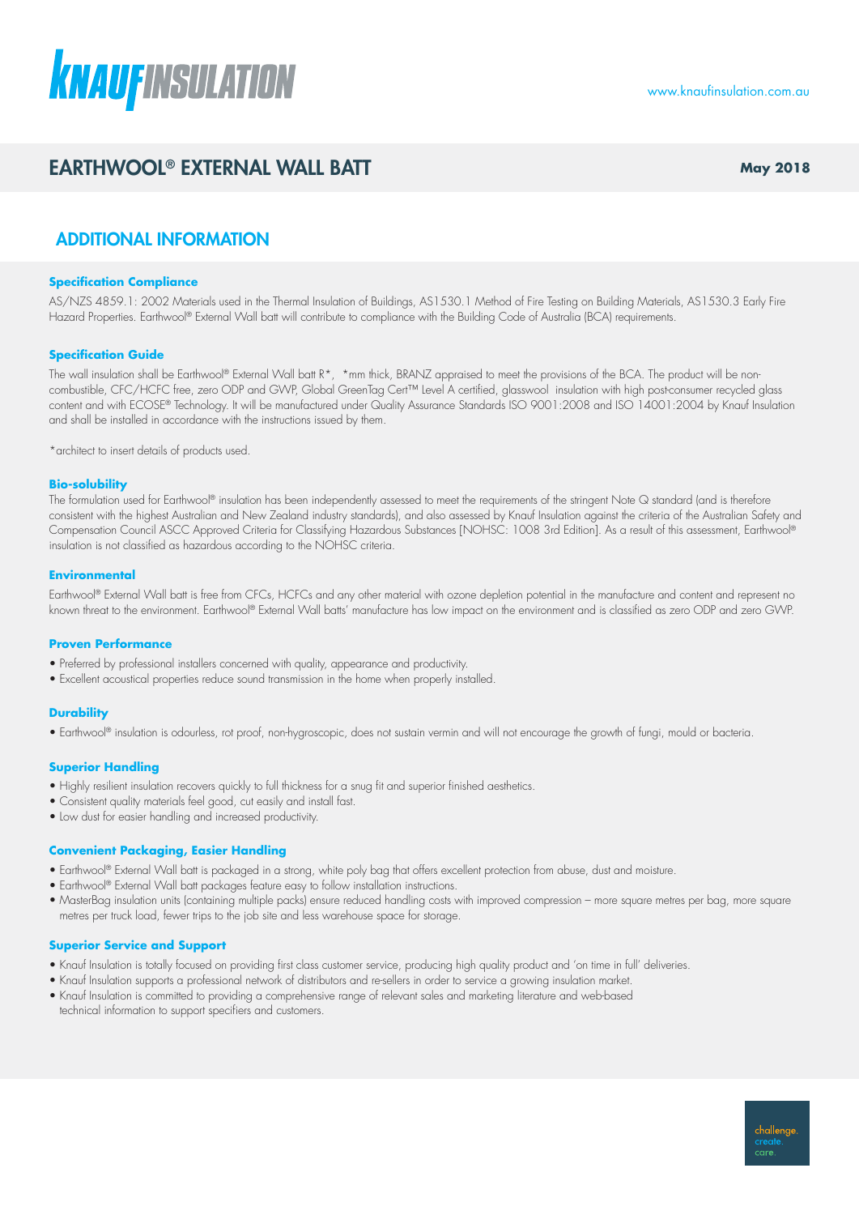# EARTHWOOL® EXTERNAL WALL BATT

**May 2018**

## ADDITIONAL INFORMATION

### Specification Compliance

AS/NZS 4859.1: 2002 Materials used in the Thermal Insulation of Buildings, AS1530.1 Method of Fire Testing on Building Materials, AS1530.3 Early Fire Hazard Properties. Earthwool® External Wall batt will contribute to compliance with the Building Code of Australia (BCA) requirements.

### Specification Guide

The wall insulation shall be Earthwool® External Wall batt R*, *mm thick, BRANZ appraised to meet the provisions of the BCA. The product will be non-combustible, CFC/HCFC free, zero ODP and GWP, Global GreenTag Cert™ Level A certified, glasswool insulation with high post-consumer recycled glass content and with ECOSE® Technology. It will be manufactured under Quality Assurance Standards ISO 9001:2008 and ISO 14001:2004 by Knauf Insulation and shall be installed in accordance with the instructions issued by them.

*architect to insert details of products used.

### Bio-solubility

The formulation used for Earthwool® insulation has been independently assessed to meet the requirements of the stringent Note Q standard (and is therefore consistent with the highest Australian and New Zealand industry standards), and also assessed by Knauf Insulation against the criteria of the Australian Safety and Compensation Council ASCC Approved Criteria for Classifying Hazardous Substances [NOHSC: 1008 3rd Edition]. As a result of this assessment, Earthwool® insulation is not classified as hazardous according to the NOHSC criteria.

### Environmental

Earthwool® External Wall batt is free from CFCs, HCFCs and any other material with ozone depletion potential in the manufacture and content and represent no known threat to the environment. Earthwool® External Wall batts' manufacture has low impact on the environment and is classified as zero ODP and zero GWP.

### Proven Performance

- Preferred by professional installers concerned with quality, appearance and productivity.
- Excellent acoustical properties reduce sound transmission in the home when properly installed.

### Durability

- Earthwool® insulation is odourless, rot proof, non-hygroscopic, does not sustain vermin and will not encourage the growth of fungi, mould or bacteria.

### Superior Handling

- Highly resilient insulation recovers quickly to full thickness for a snug fit and superior finished aesthetics.
- Consistent quality materials feel good, cut easily and install fast.
- Low dust for easier handling and increased productivity.

### Convenient Packaging, Easier Handling

- Earthwool® External Wall batt is packaged in a strong, white poly bag that offers excellent protection from abuse, dust and moisture.
- Earthwool® External Wall batt packages feature easy to follow installation instructions.
- MasterBag insulation units (containing multiple packs) ensure reduced handling costs with improved compression – more square metres per bag, more square metres per truck load, fewer trips to the job site and less warehouse space for storage.

### Superior Service and Support

- Knauf Insulation is totally focused on providing first class customer service, producing high quality product and 'on time in full' deliveries.
- Knauf Insulation supports a professional network of distributors and re-sellers in order to service a growing insulation market.
- Knauf Insulation is committed to providing a comprehensive range of relevant sales and marketing literature and web-based technical information to support specifiers and customers.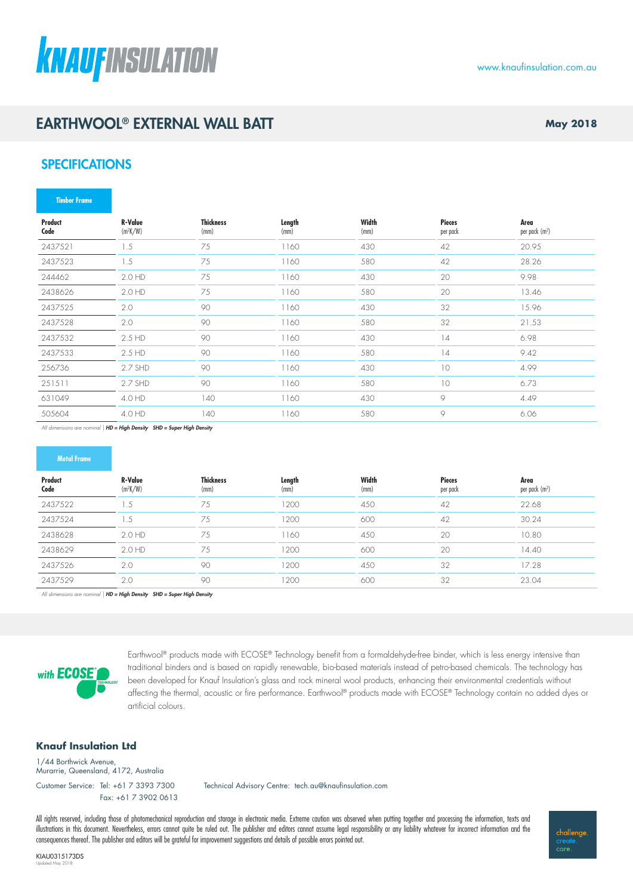www.knaufinsulation.com.au

# EARTHWOOL® EXTERNAL WALL BATT

**May 2018**

## SPECIFICATIONS

**Timber Frame**

| Product Code | R-Value ($m^2K/W$) | Thickness (mm) | Length (mm) | Width (mm) | Pieces per pack | Area per pack ($m^2$) |
|---|---|---|---|---|---|---|
| 2437521 | 1.5 | 75 | 1160 | 430 | 42 | 20.95 |
| 2437523 | 1.5 | 75 | 1160 | 580 | 42 | 28.26 |
| 244462 | 2.0 HD | 75 | 1160 | 430 | 20 | 9.98 |
| 2438626 | 2.0 HD | 75 | 1160 | 580 | 20 | 13.46 |
| 2437525 | 2.0 | 90 | 1160 | 430 | 32 | 15.96 |
| 2437528 | 2.0 | 90 | 1160 | 580 | 32 | 21.53 |
| 2437532 | 2.5 HD | 90 | 1160 | 430 | 14 | 6.98 |
| 2437533 | 2.5 HD | 90 | 1160 | 580 | 14 | 9.42 |
| 256736 | 2.7 SHD | 90 | 1160 | 430 | 10 | 4.99 |
| 251511 | 2.7 SHD | 90 | 1160 | 580 | 10 | 6.73 |
| 631049 | 4.0 HD | 140 | 1160 | 430 | 9 | 4.49 |
| 505604 | 4.0 HD | 140 | 1160 | 580 | 9 | 6.06 |

*All dimensions are nominal* | ***HD = High Density SHD = Super High Density***

**Metal Frame**

| Product Code | R-Value ($m^2K/W$) | Thickness (mm) | Length (mm) | Width (mm) | Pieces per pack | Area per pack ($m^2$) |
|---|---|---|---|---|---|---|
| 2437522 | 1.5 | 75 | 1200 | 450 | 42 | 22.68 |
| 2437524 | 1.5 | 75 | 1200 | 600 | 42 | 30.24 |
| 2438628 | 2.0 HD | 75 | 1160 | 450 | 20 | 10.80 |
| 2438629 | 2.0 HD | 75 | 1200 | 600 | 20 | 14.40 |
| 2437526 | 2.0 | 90 | 1200 | 450 | 32 | 17.28 |
| 2437529 | 2.0 | 90 | 1200 | 600 | 32 | 23.04 |

*All dimensions are nominal* | ***HD = High Density SHD = Super High Density***

with ECOSE® TECHNOLOGY

Earthwool® products made with ECOSE® Technology benefit from a formaldehyde-free binder, which is less energy intensive than traditional binders and is based on rapidly renewable, bio-based materials instead of petro-based chemicals. The technology has been developed for Knauf Insulation's glass and rock mineral wool products, enhancing their environmental credentials without affecting the thermal, acoustic or fire performance. Earthwool® products made with ECOSE® Technology contain no added dyes or artificial colours.

### Knauf Insulation Ltd

1/44 Borthwick Avenue,
Murarrie, Queensland, 4172, Australia

Customer Service: Tel: +61 7 3393 7300
Fax: +61 7 3902 0613

Technical Advisory Centre: tech.au@knaufinsulation.com

All rights reserved, including those of photomechanical reproduction and storage in electronic media. Extreme caution was observed when putting together and processing the information, texts and illustrations in this document. Nevertheless, errors cannot quite be ruled out. The publisher and editors cannot assume legal responsibility or any liability whatever for incorrect information and the consequences thereof. The publisher and editors will be grateful for improvement suggestions and details of possible errors pointed out.

challenge. create. care.

KIAU0315173DS
Updated May 2018